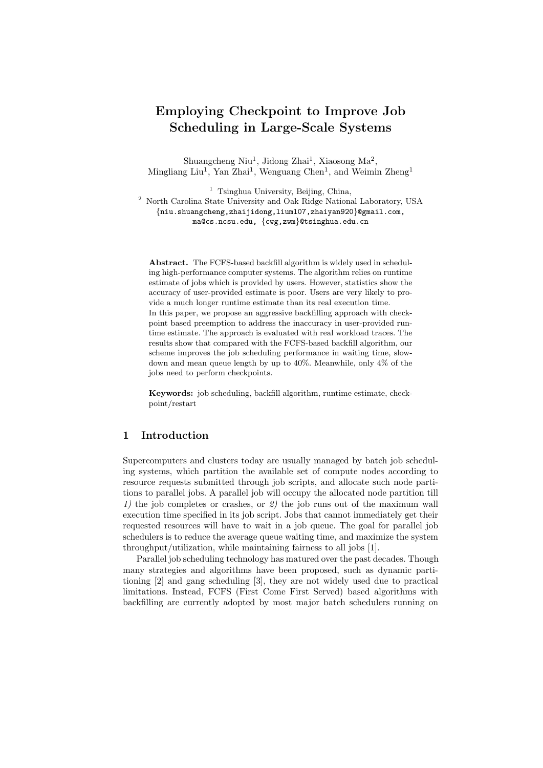# Employing Checkpoint to Improve Job Scheduling in Large-Scale Systems

Shuangcheng Niu[1], Jidong Zhai[1], Xiaosong Ma[2], Mingliang Liu[1], Yan Zhai[1], Wenguang Chen[1], and Weimin Zheng[1]

[1] Tsinghua University, Beijing, China,
[2] North Carolina State University and Oak Ridge National Laboratory, USA
{niu.shuangcheng,zhaijidong,liuml07,zhaiyan920}@gmail.com, ma@cs.ncsu.edu, {cwg,zwm}@tsinghua.edu.cn

**Abstract.** The FCFS-based backfill algorithm is widely used in scheduling high-performance computer systems. The algorithm relies on runtime estimate of jobs which is provided by users. However, statistics show the accuracy of user-provided estimate is poor. Users are very likely to provide a much longer runtime estimate than its real execution time.
In this paper, we propose an aggressive backfilling approach with checkpoint based preemption to address the inaccuracy in user-provided runtime estimate. The approach is evaluated with real workload traces. The results show that compared with the FCFS-based backfill algorithm, our scheme improves the job scheduling performance in waiting time, slowdown and mean queue length by up to 40%. Meanwhile, only 4% of the jobs need to perform checkpoints.

**Keywords:** job scheduling, backfill algorithm, runtime estimate, checkpoint/restart

## 1 Introduction

Supercomputers and clusters today are usually managed by batch job scheduling systems, which partition the available set of compute nodes according to resource requests submitted through job scripts, and allocate such node partitions to parallel jobs. A parallel job will occupy the allocated node partition till *1)* the job completes or crashes, or *2)* the job runs out of the maximum wall execution time specified in its job script. Jobs that cannot immediately get their requested resources will have to wait in a job queue. The goal for parallel job schedulers is to reduce the average queue waiting time, and maximize the system throughput/utilization, while maintaining fairness to all jobs [1].

Parallel job scheduling technology has matured over the past decades. Though many strategies and algorithms have been proposed, such as dynamic partitioning [2] and gang scheduling [3], they are not widely used due to practical limitations. Instead, FCFS (First Come First Served) based algorithms with backfilling are currently adopted by most major batch schedulers running on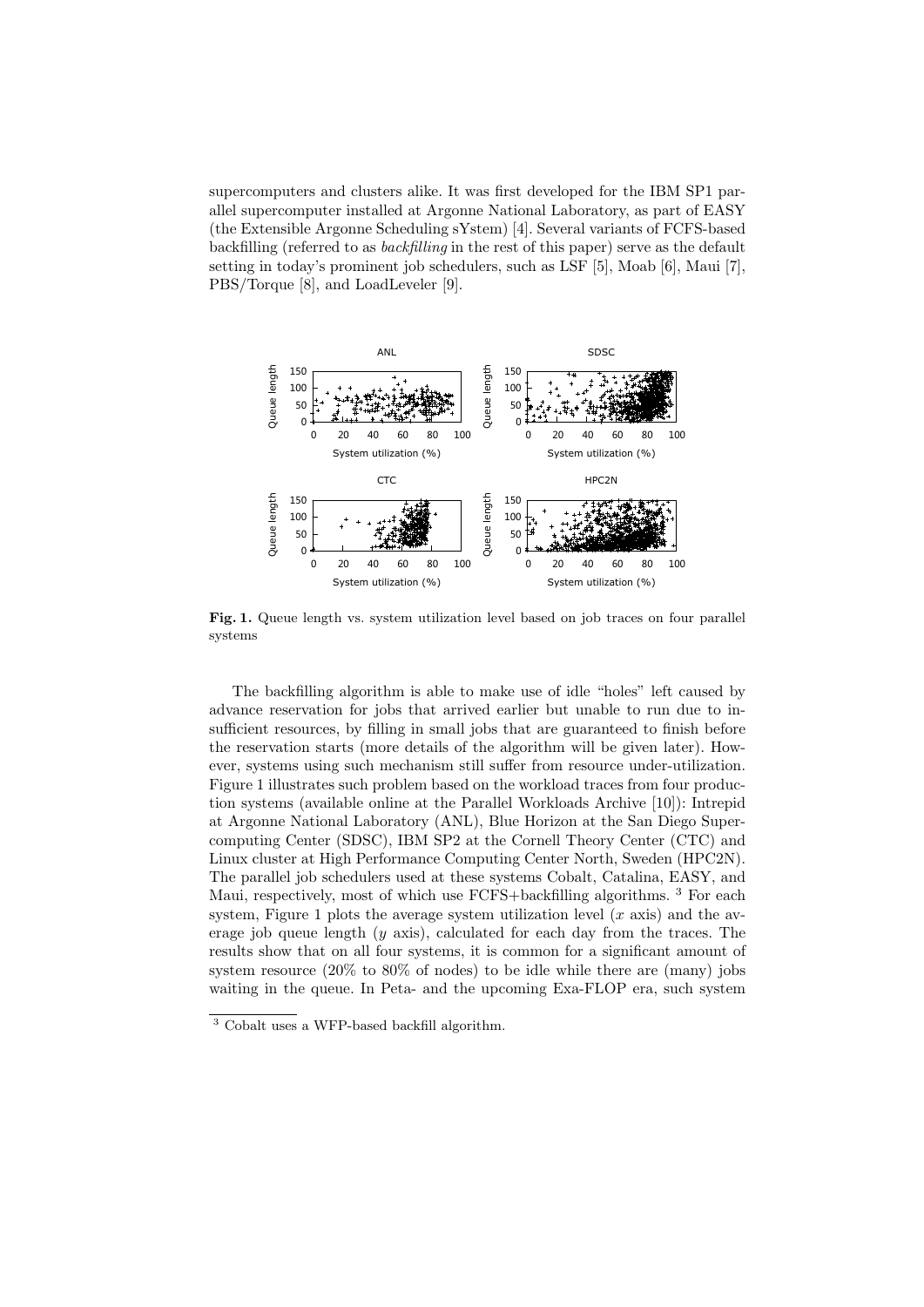supercomputers and clusters alike. It was first developed for the IBM SP1 parallel supercomputer installed at Argonne National Laboratory, as part of EASY (the Extensible Argonne Scheduling sYstem) [4]. Several variants of FCFS-based backfilling (referred to as *backfilling* in the rest of this paper) serve as the default setting in today's prominent job schedulers, such as LSF [5], Moab [6], Maui [7], PBS/Torque [8], and LoadLeveler [9].

**Fig. 1.** Queue length vs. system utilization level based on job traces on four parallel systems

The backfilling algorithm is able to make use of idle "holes" left caused by advance reservation for jobs that arrived earlier but unable to run due to insufficient resources, by filling in small jobs that are guaranteed to finish before the reservation starts (more details of the algorithm will be given later). However, systems using such mechanism still suffer from resource under-utilization. Figure 1 illustrates such problem based on the workload traces from four production systems (available online at the Parallel Workloads Archive [10]): Intrepid at Argonne National Laboratory (ANL), Blue Horizon at the San Diego Supercomputing Center (SDSC), IBM SP2 at the Cornell Theory Center (CTC) and Linux cluster at High Performance Computing Center North, Sweden (HPC2N). The parallel job schedulers used at these systems Cobalt, Catalina, EASY, and Maui, respectively, most of which use FCFS+backfilling algorithms. [3] For each system, Figure 1 plots the average system utilization level ($x$ axis) and the average job queue length ($y$ axis), calculated for each day from the traces. The results show that on all four systems, it is common for a significant amount of system resource (20% to 80% of nodes) to be idle while there are (many) jobs waiting in the queue. In Peta- and the upcoming Exa-FLOP era, such system

[3] Cobalt uses a WFP-based backfill algorithm.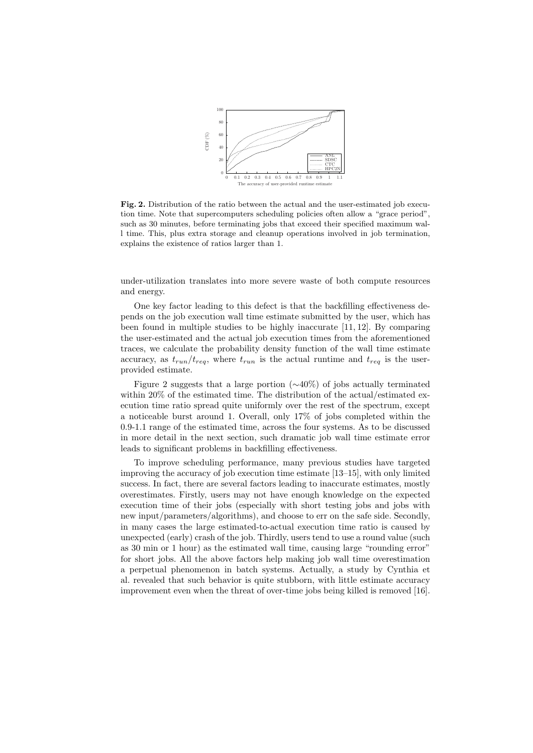**Fig. 2.** Distribution of the ratio between the actual and the user-estimated job execution time. Note that supercomputers scheduling policies often allow a "grace period", such as 30 minutes, before terminating jobs that exceed their specified maximum wall time. This, plus extra storage and cleanup operations involved in job termination, explains the existence of ratios larger than 1.

under-utilization translates into more severe waste of both compute resources and energy.

One key factor leading to this defect is that the backfilling effectiveness depends on the job execution wall time estimate submitted by the user, which has been found in multiple studies to be highly inaccurate [11, 12]. By comparing the user-estimated and the actual job execution times from the aforementioned traces, we calculate the probability density function of the wall time estimate accuracy, as $t_{run}/t_{req}$, where $t_{run}$ is the actual runtime and $t_{req}$ is the user-provided estimate.

Figure 2 suggests that a large portion (∼40%) of jobs actually terminated within 20% of the estimated time. The distribution of the actual/estimated execution time ratio spread quite uniformly over the rest of the spectrum, except a noticeable burst around 1. Overall, only 17% of jobs completed within the 0.9-1.1 range of the estimated time, across the four systems. As to be discussed in more detail in the next section, such dramatic job wall time estimate error leads to significant problems in backfilling effectiveness.

To improve scheduling performance, many previous studies have targeted improving the accuracy of job execution time estimate [13–15], with only limited success. In fact, there are several factors leading to inaccurate estimates, mostly overestimates. Firstly, users may not have enough knowledge on the expected execution time of their jobs (especially with short testing jobs and jobs with new input/parameters/algorithms), and choose to err on the safe side. Secondly, in many cases the large estimated-to-actual execution time ratio is caused by unexpected (early) crash of the job. Thirdly, users tend to use a round value (such as 30 min or 1 hour) as the estimated wall time, causing large "rounding error" for short jobs. All the above factors help making job wall time overestimation a perpetual phenomenon in batch systems. Actually, a study by Cynthia et al. revealed that such behavior is quite stubborn, with little estimate accuracy improvement even when the threat of over-time jobs being killed is removed [16].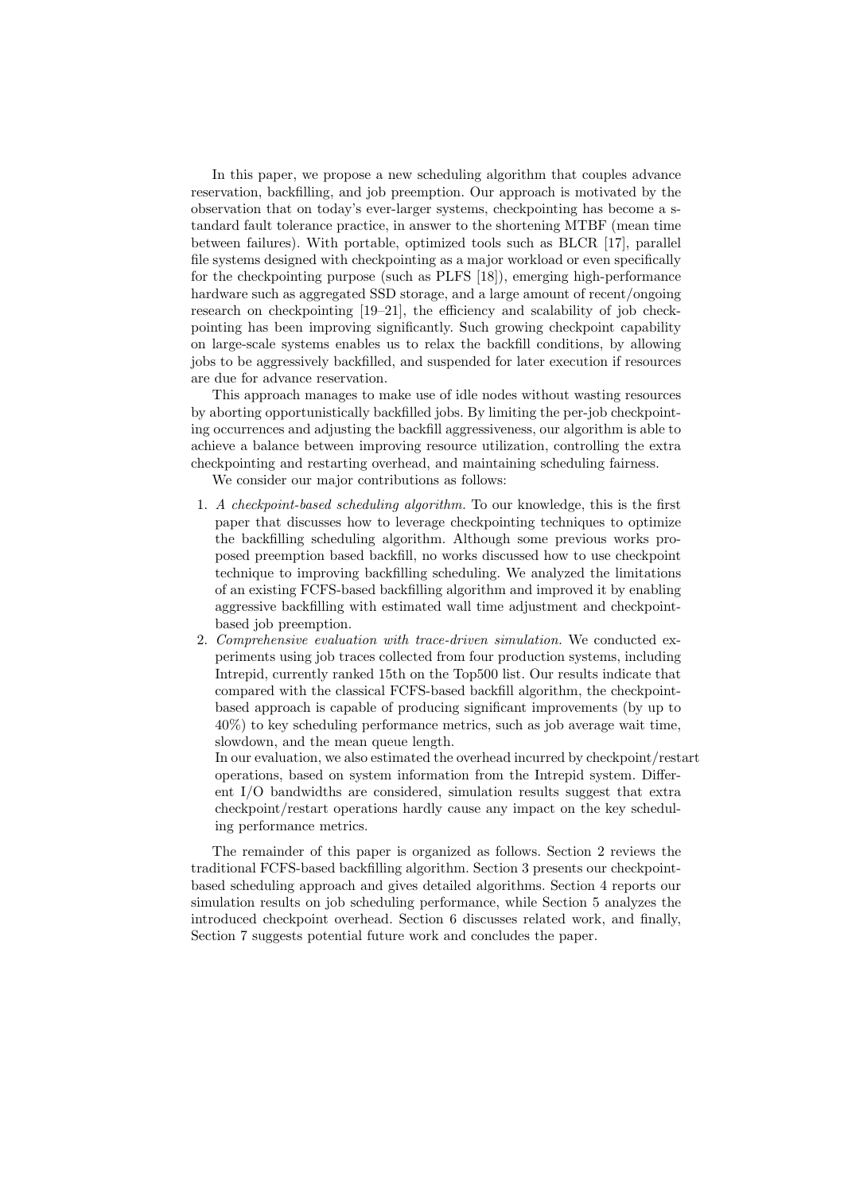In this paper, we propose a new scheduling algorithm that couples advance reservation, backfilling, and job preemption. Our approach is motivated by the observation that on today's ever-larger systems, checkpointing has become a standard fault tolerance practice, in answer to the shortening MTBF (mean time between failures). With portable, optimized tools such as BLCR [17], parallel file systems designed with checkpointing as a major workload or even specifically for the checkpointing purpose (such as PLFS [18]), emerging high-performance hardware such as aggregated SSD storage, and a large amount of recent/ongoing research on checkpointing [19–21], the efficiency and scalability of job checkpointing has been improving significantly. Such growing checkpoint capability on large-scale systems enables us to relax the backfill conditions, by allowing jobs to be aggressively backfilled, and suspended for later execution if resources are due for advance reservation.

This approach manages to make use of idle nodes without wasting resources by aborting opportunistically backfilled jobs. By limiting the per-job checkpointing occurrences and adjusting the backfill aggressiveness, our algorithm is able to achieve a balance between improving resource utilization, controlling the extra checkpointing and restarting overhead, and maintaining scheduling fairness.

We consider our major contributions as follows:

1. *A checkpoint-based scheduling algorithm.* To our knowledge, this is the first paper that discusses how to leverage checkpointing techniques to optimize the backfilling scheduling algorithm. Although some previous works proposed preemption based backfill, no works discussed how to use checkpoint technique to improving backfilling scheduling. We analyzed the limitations of an existing FCFS-based backfilling algorithm and improved it by enabling aggressive backfilling with estimated wall time adjustment and checkpoint-based job preemption.
2. *Comprehensive evaluation with trace-driven simulation.* We conducted experiments using job traces collected from four production systems, including Intrepid, currently ranked 15th on the Top500 list. Our results indicate that compared with the classical FCFS-based backfill algorithm, the checkpoint-based approach is capable of producing significant improvements (by up to 40%) to key scheduling performance metrics, such as job average wait time, slowdown, and the mean queue length.
   In our evaluation, we also estimated the overhead incurred by checkpoint/restart operations, based on system information from the Intrepid system. Different I/O bandwidths are considered, simulation results suggest that extra checkpoint/restart operations hardly cause any impact on the key scheduling performance metrics.

The remainder of this paper is organized as follows. Section 2 reviews the traditional FCFS-based backfilling algorithm. Section 3 presents our checkpoint-based scheduling approach and gives detailed algorithms. Section 4 reports our simulation results on job scheduling performance, while Section 5 analyzes the introduced checkpoint overhead. Section 6 discusses related work, and finally, Section 7 suggests potential future work and concludes the paper.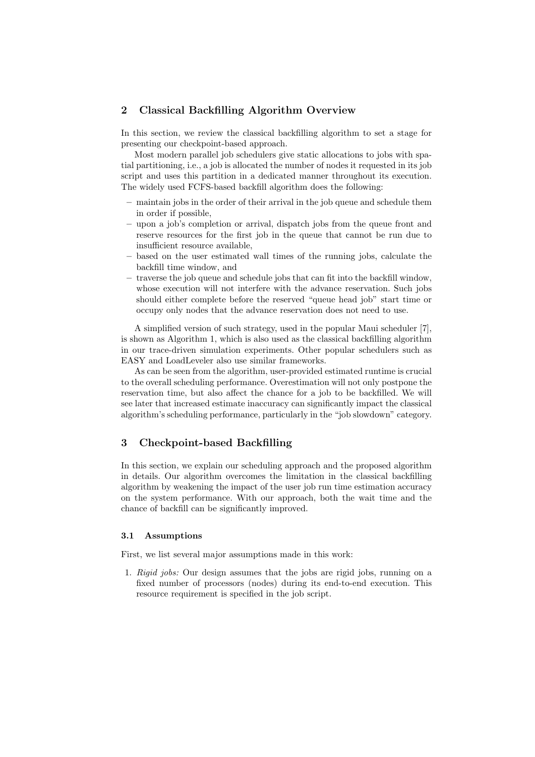## 2 Classical Backfilling Algorithm Overview

In this section, we review the classical backfilling algorithm to set a stage for presenting our checkpoint-based approach.

Most modern parallel job schedulers give static allocations to jobs with spatial partitioning, i.e., a job is allocated the number of nodes it requested in its job script and uses this partition in a dedicated manner throughout its execution. The widely used FCFS-based backfill algorithm does the following:

- maintain jobs in the order of their arrival in the job queue and schedule them in order if possible,
- upon a job's completion or arrival, dispatch jobs from the queue front and reserve resources for the first job in the queue that cannot be run due to insufficient resource available,
- based on the user estimated wall times of the running jobs, calculate the backfill time window, and
- traverse the job queue and schedule jobs that can fit into the backfill window, whose execution will not interfere with the advance reservation. Such jobs should either complete before the reserved "queue head job" start time or occupy only nodes that the advance reservation does not need to use.

A simplified version of such strategy, used in the popular Maui scheduler [7], is shown as Algorithm 1, which is also used as the classical backfilling algorithm in our trace-driven simulation experiments. Other popular schedulers such as EASY and LoadLeveler also use similar frameworks.

As can be seen from the algorithm, user-provided estimated runtime is crucial to the overall scheduling performance. Overestimation will not only postpone the reservation time, but also affect the chance for a job to be backfilled. We will see later that increased estimate inaccuracy can significantly impact the classical algorithm's scheduling performance, particularly in the "job slowdown" category.

## 3 Checkpoint-based Backfilling

In this section, we explain our scheduling approach and the proposed algorithm in details. Our algorithm overcomes the limitation in the classical backfilling algorithm by weakening the impact of the user job run time estimation accuracy on the system performance. With our approach, both the wait time and the chance of backfill can be significantly improved.

### 3.1 Assumptions

First, we list several major assumptions made in this work:

1. *Rigid jobs:* Our design assumes that the jobs are rigid jobs, running on a fixed number of processors (nodes) during its end-to-end execution. This resource requirement is specified in the job script.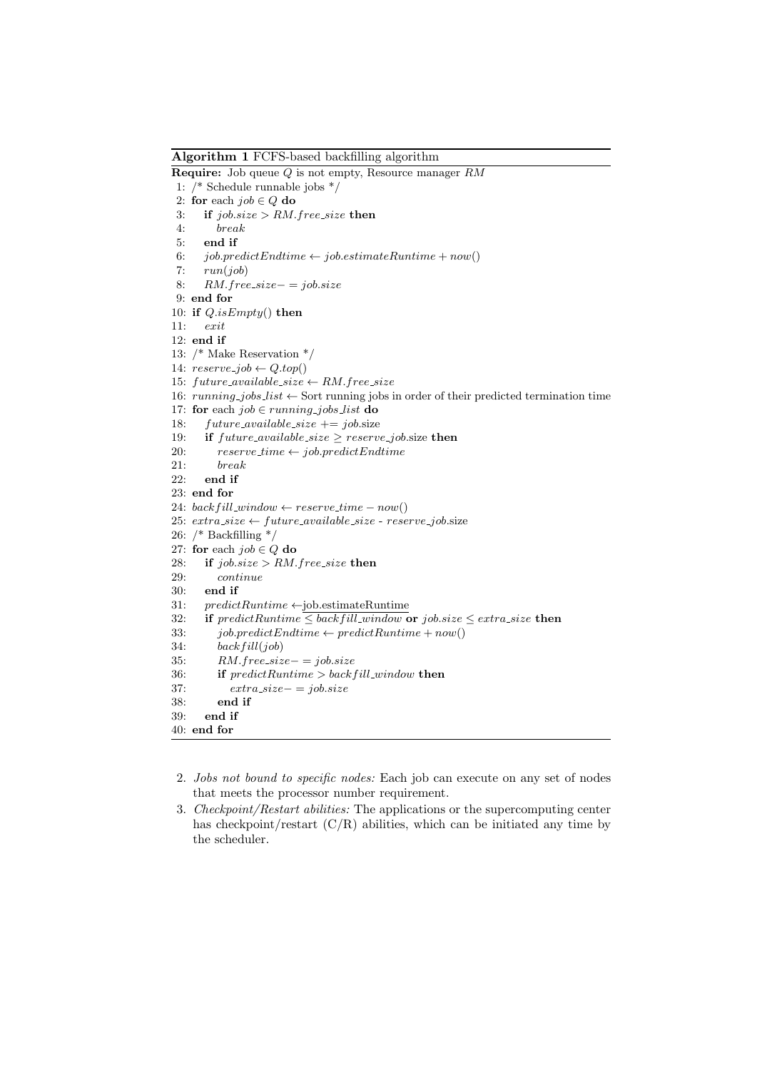**Algorithm 1** FCFS-based backfilling algorithm

```
Require: Job queue Q is not empty, Resource manager RM
 1: /* Schedule runnable jobs */
 2: for each job ∈ Q do
 3:   if job.size > RM.free_size then
 4:     break
 5:   end if
 6:   job.predictEndtime ← job.estimateRuntime + now()
 7:   run(job)
 8:   RM.free_size− = job.size
 9: end for
10: if Q.isEmpty() then
11:   exit
12: end if
13: /* Make Reservation */
14: reserve_job ← Q.top()
15: future_available_size ← RM.free_size
16: running_jobs_list ← Sort running jobs in order of their predicted termination time
17: for each job ∈ running_jobs_list do
18:   future_available_size += job.size
19:   if future_available_size ≥ reserve_job.size then
20:     reserve_time ← job.predictEndtime
21:     break
22:   end if
23: end for
24: backfill_window ← reserve_time − now()
25: extra_size ← future_available_size - reserve_job.size
26: /* Backfilling */
27: for each job ∈ Q do
28:   if job.size > RM.free_size then
29:     continue
30:   end if
31:   predictRuntime ← job.estimateRuntime
32:   if predictRuntime ≤ backfill_window or job.size ≤ extra_size then
33:     job.predictEndtime ← predictRuntime + now()
34:     backfill(job)
35:     RM.free_size− = job.size
36:     if predictRuntime > backfill_window then
37:       extra_size− = job.size
38:     end if
39:   end if
40: end for
```

2. *Jobs not bound to specific nodes:* Each job can execute on any set of nodes that meets the processor number requirement.
3. *Checkpoint/Restart abilities:* The applications or the supercomputing center has checkpoint/restart (C/R) abilities, which can be initiated any time by the scheduler.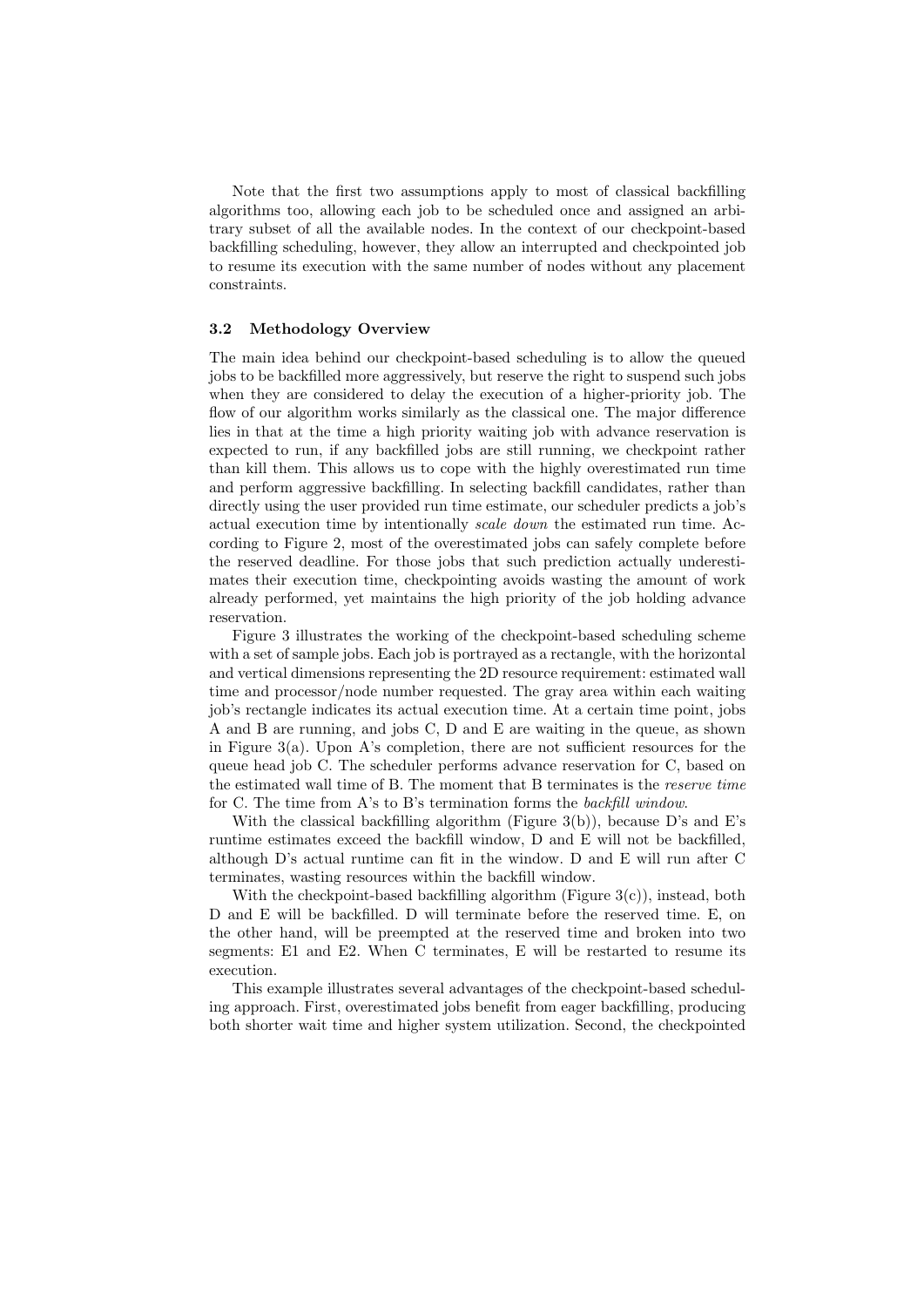Note that the first two assumptions apply to most of classical backfilling algorithms too, allowing each job to be scheduled once and assigned an arbitrary subset of all the available nodes. In the context of our checkpoint-based backfilling scheduling, however, they allow an interrupted and checkpointed job to resume its execution with the same number of nodes without any placement constraints.

### 3.2 Methodology Overview

The main idea behind our checkpoint-based scheduling is to allow the queued jobs to be backfilled more aggressively, but reserve the right to suspend such jobs when they are considered to delay the execution of a higher-priority job. The flow of our algorithm works similarly as the classical one. The major difference lies in that at the time a high priority waiting job with advance reservation is expected to run, if any backfilled jobs are still running, we checkpoint rather than kill them. This allows us to cope with the highly overestimated run time and perform aggressive backfilling. In selecting backfill candidates, rather than directly using the user provided run time estimate, our scheduler predicts a job's actual execution time by intentionally *scale down* the estimated run time. According to Figure 2, most of the overestimated jobs can safely complete before the reserved deadline. For those jobs that such prediction actually underestimates their execution time, checkpointing avoids wasting the amount of work already performed, yet maintains the high priority of the job holding advance reservation.

Figure 3 illustrates the working of the checkpoint-based scheduling scheme with a set of sample jobs. Each job is portrayed as a rectangle, with the horizontal and vertical dimensions representing the 2D resource requirement: estimated wall time and processor/node number requested. The gray area within each waiting job's rectangle indicates its actual execution time. At a certain time point, jobs A and B are running, and jobs C, D and E are waiting in the queue, as shown in Figure 3(a). Upon A's completion, there are not sufficient resources for the queue head job C. The scheduler performs advance reservation for C, based on the estimated wall time of B. The moment that B terminates is the *reserve time* for C. The time from A's to B's termination forms the *backfill window*.

With the classical backfilling algorithm (Figure 3(b)), because D's and E's runtime estimates exceed the backfill window, D and E will not be backfilled, although D's actual runtime can fit in the window. D and E will run after C terminates, wasting resources within the backfill window.

With the checkpoint-based backfilling algorithm (Figure 3(c)), instead, both D and E will be backfilled. D will terminate before the reserved time. E, on the other hand, will be preempted at the reserved time and broken into two segments: E1 and E2. When C terminates, E will be restarted to resume its execution.

This example illustrates several advantages of the checkpoint-based scheduling approach. First, overestimated jobs benefit from eager backfilling, producing both shorter wait time and higher system utilization. Second, the checkpointed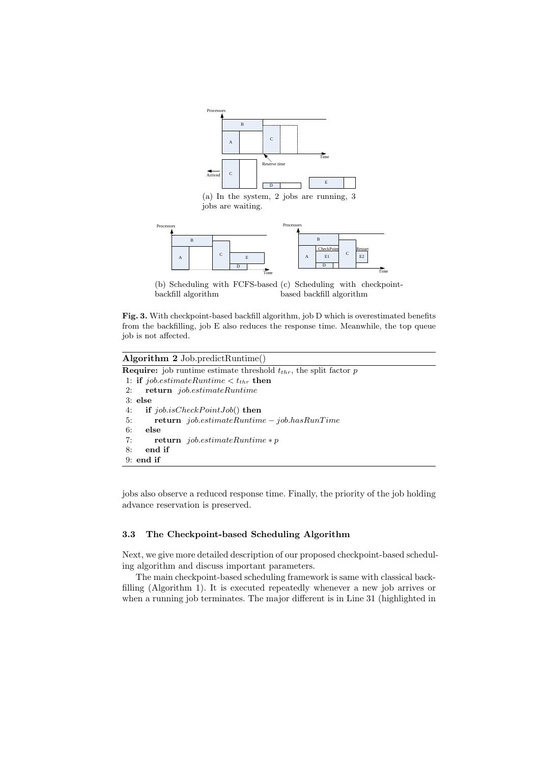(a) In the system, 2 jobs are running, 3 jobs are waiting.

(b) Scheduling with FCFS-based backfill algorithm

(c) Scheduling with checkpoint-based backfill algorithm

**Fig. 3.** With checkpoint-based backfill algorithm, job D which is overestimated benefits from the backfilling, job E also reduces the response time. Meanwhile, the top queue job is not affected.

**Algorithm 2** Job.predictRuntime()

```
Require: job runtime estimate threshold t_thr, the split factor p
1: if job.estimateRuntime < t_thr then
2:    return job.estimateRuntime
3: else
4:    if job.isCheckPointJob() then
5:       return job.estimateRuntime − job.hasRunTime
6:    else
7:       return job.estimateRuntime ∗ p
8:    end if
9: end if
```

jobs also observe a reduced response time. Finally, the priority of the job holding advance reservation is preserved.

### 3.3 The Checkpoint-based Scheduling Algorithm

Next, we give more detailed description of our proposed checkpoint-based scheduling algorithm and discuss important parameters.

The main checkpoint-based scheduling framework is same with classical backfilling (Algorithm 1). It is executed repeatedly whenever a new job arrives or when a running job terminates. The major different is in Line 31 (highlighted in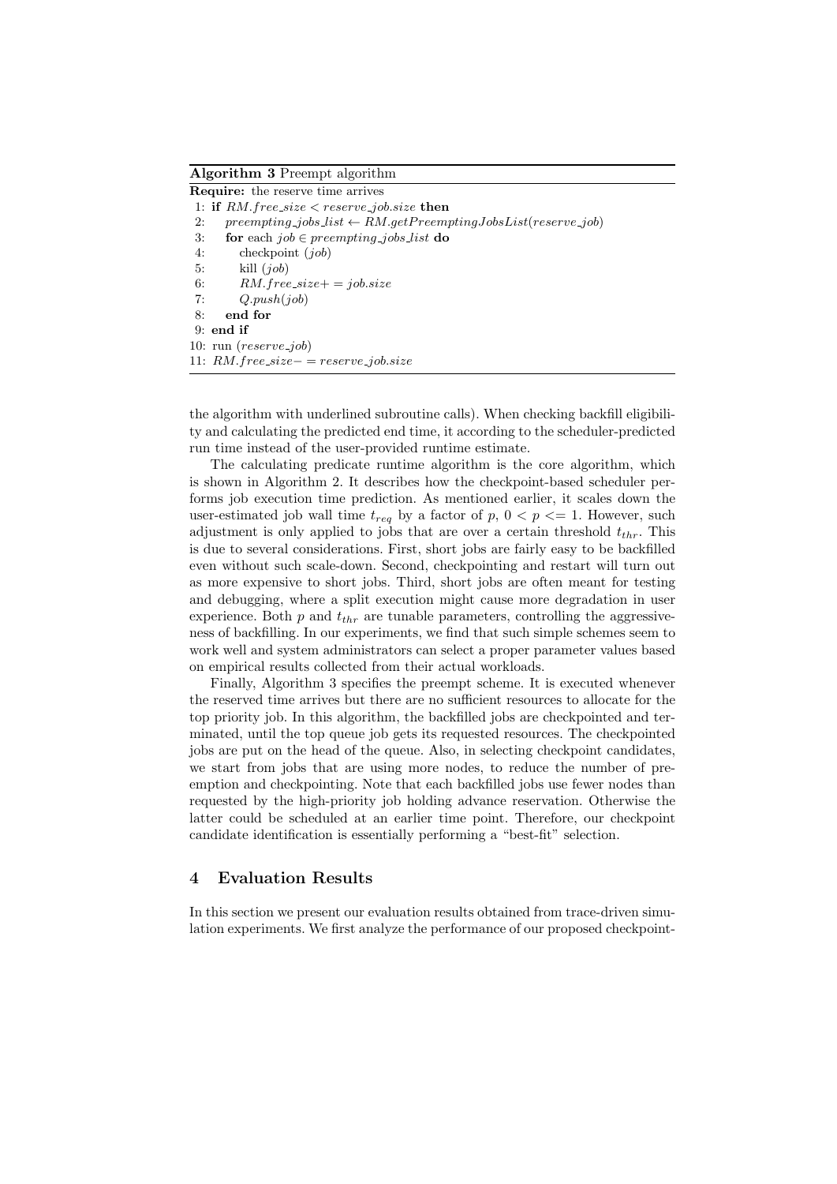**Algorithm 3** Preempt algorithm

**Require:** the reserve time arrives

```
1: if RM.free_size < reserve_job.size then
2:     preempting_jobs_list ← RM.getPreemptingJobsList(reserve_job)
3:     for each job ∈ preempting_jobs_list do
4:         checkpoint (job)
5:         kill (job)
6:         RM.free_size+ = job.size
7:         Q.push(job)
8:     end for
9: end if
10: run (reserve_job)
11: RM.free_size− = reserve_job.size
```

the algorithm with underlined subroutine calls). When checking backfill eligibility and calculating the predicted end time, it according to the scheduler-predicted run time instead of the user-provided runtime estimate.

The calculating predicate runtime algorithm is the core algorithm, which is shown in Algorithm 2. It describes how the checkpoint-based scheduler performs job execution time prediction. As mentioned earlier, it scales down the user-estimated job wall time $t_{req}$ by a factor of $p$, $0 < p <= 1$. However, such adjustment is only applied to jobs that are over a certain threshold $t_{thr}$. This is due to several considerations. First, short jobs are fairly easy to be backfilled even without such scale-down. Second, checkpointing and restart will turn out as more expensive to short jobs. Third, short jobs are often meant for testing and debugging, where a split execution might cause more degradation in user experience. Both $p$ and $t_{thr}$ are tunable parameters, controlling the aggressiveness of backfilling. In our experiments, we find that such simple schemes seem to work well and system administrators can select a proper parameter values based on empirical results collected from their actual workloads.

Finally, Algorithm 3 specifies the preempt scheme. It is executed whenever the reserved time arrives but there are no sufficient resources to allocate for the top priority job. In this algorithm, the backfilled jobs are checkpointed and terminated, until the top queue job gets its requested resources. The checkpointed jobs are put on the head of the queue. Also, in selecting checkpoint candidates, we start from jobs that are using more nodes, to reduce the number of preemption and checkpointing. Note that each backfilled jobs use fewer nodes than requested by the high-priority job holding advance reservation. Otherwise the latter could be scheduled at an earlier time point. Therefore, our checkpoint candidate identification is essentially performing a "best-fit" selection.

## 4 Evaluation Results

In this section we present our evaluation results obtained from trace-driven simulation experiments. We first analyze the performance of our proposed checkpoint-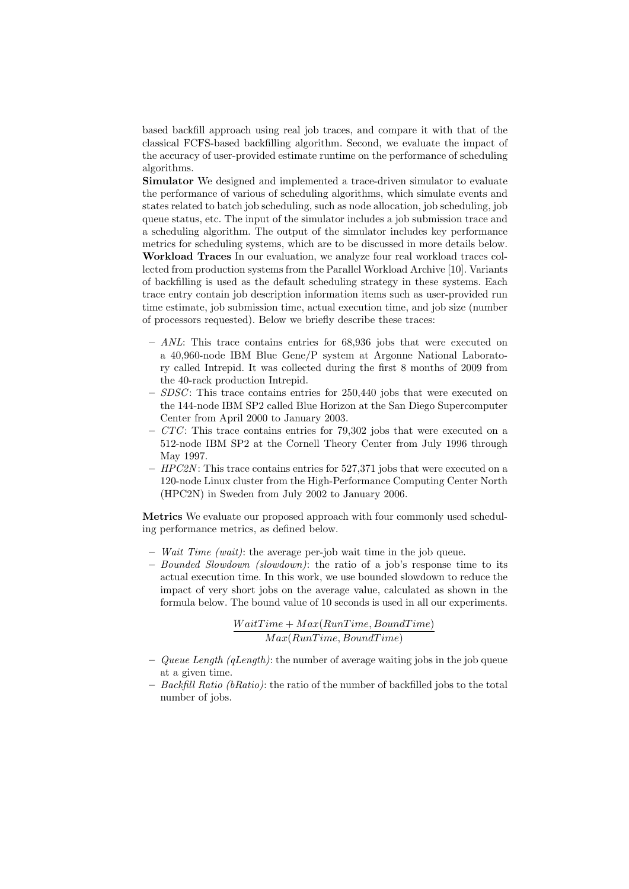based backfill approach using real job traces, and compare it with that of the classical FCFS-based backfilling algorithm. Second, we evaluate the impact of the accuracy of user-provided estimate runtime on the performance of scheduling algorithms.

**Simulator** We designed and implemented a trace-driven simulator to evaluate the performance of various of scheduling algorithms, which simulate events and states related to batch job scheduling, such as node allocation, job scheduling, job queue status, etc. The input of the simulator includes a job submission trace and a scheduling algorithm. The output of the simulator includes key performance metrics for scheduling systems, which are to be discussed in more details below.

**Workload Traces** In our evaluation, we analyze four real workload traces collected from production systems from the Parallel Workload Archive [10]. Variants of backfilling is used as the default scheduling strategy in these systems. Each trace entry contain job description information items such as user-provided run time estimate, job submission time, actual execution time, and job size (number of processors requested). Below we briefly describe these traces:

- *ANL*: This trace contains entries for 68,936 jobs that were executed on a 40,960-node IBM Blue Gene/P system at Argonne National Laboratory called Intrepid. It was collected during the first 8 months of 2009 from the 40-rack production Intrepid.
- *SDSC*: This trace contains entries for 250,440 jobs that were executed on the 144-node IBM SP2 called Blue Horizon at the San Diego Supercomputer Center from April 2000 to January 2003.
- *CTC*: This trace contains entries for 79,302 jobs that were executed on a 512-node IBM SP2 at the Cornell Theory Center from July 1996 through May 1997.
- *HPC2N*: This trace contains entries for 527,371 jobs that were executed on a 120-node Linux cluster from the High-Performance Computing Center North (HPC2N) in Sweden from July 2002 to January 2006.

**Metrics** We evaluate our proposed approach with four commonly used scheduling performance metrics, as defined below.

- *Wait Time (wait)*: the average per-job wait time in the job queue.
- *Bounded Slowdown (slowdown)*: the ratio of a job's response time to its actual execution time. In this work, we use bounded slowdown to reduce the impact of very short jobs on the average value, calculated as shown in the formula below. The bound value of 10 seconds is used in all our experiments.

$$\frac{WaitTime + Max(RunTime, BoundTime)}{Max(RunTime, BoundTime)}$$

- *Queue Length (qLength)*: the number of average waiting jobs in the job queue at a given time.
- *Backfill Ratio (bRatio)*: the ratio of the number of backfilled jobs to the total number of jobs.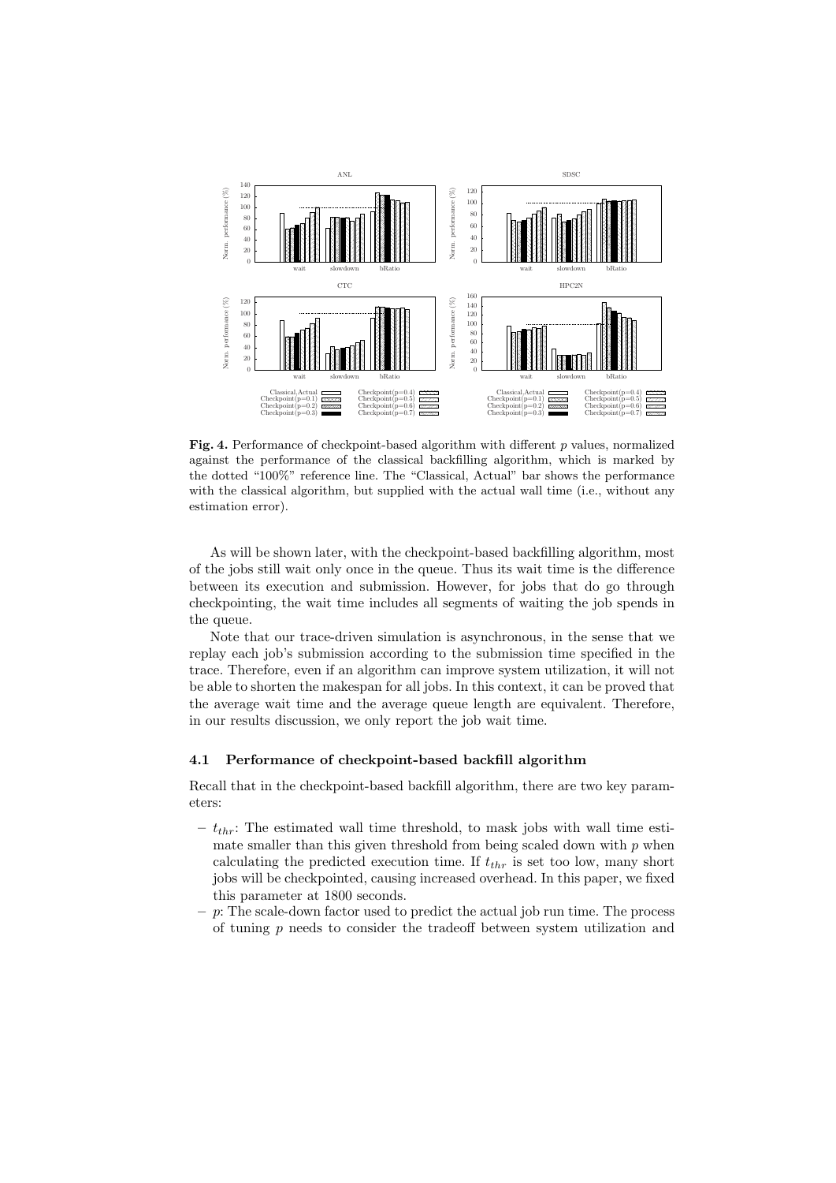**Fig. 4.** Performance of checkpoint-based algorithm with different $p$ values, normalized against the performance of the classical backfilling algorithm, which is marked by the dotted "100%" reference line. The "Classical, Actual" bar shows the performance with the classical algorithm, but supplied with the actual wall time (i.e., without any estimation error).

As will be shown later, with the checkpoint-based backfilling algorithm, most of the jobs still wait only once in the queue. Thus its wait time is the difference between its execution and submission. However, for jobs that do go through checkpointing, the wait time includes all segments of waiting the job spends in the queue.

Note that our trace-driven simulation is asynchronous, in the sense that we replay each job's submission according to the submission time specified in the trace. Therefore, even if an algorithm can improve system utilization, it will not be able to shorten the makespan for all jobs. In this context, it can be proved that the average wait time and the average queue length are equivalent. Therefore, in our results discussion, we only report the job wait time.

### 4.1 Performance of checkpoint-based backfill algorithm

Recall that in the checkpoint-based backfill algorithm, there are two key parameters:

- $t_{thr}$: The estimated wall time threshold, to mask jobs with wall time estimate smaller than this given threshold from being scaled down with $p$ when calculating the predicted execution time. If $t_{thr}$ is set too low, many short jobs will be checkpointed, causing increased overhead. In this paper, we fixed this parameter at 1800 seconds.
- $p$: The scale-down factor used to predict the actual job run time. The process of tuning $p$ needs to consider the tradeoff between system utilization and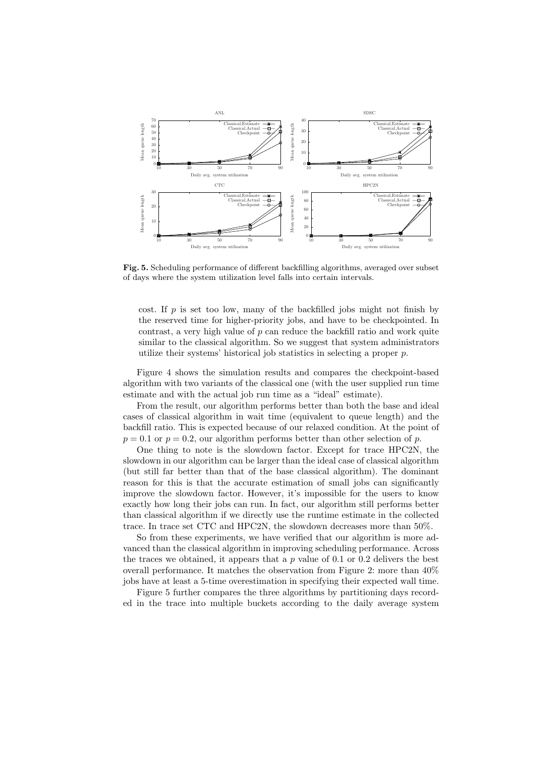**Fig. 5.** Scheduling performance of different backfilling algorithms, averaged over subset of days where the system utilization level falls into certain intervals.

cost. If $p$ is set too low, many of the backfilled jobs might not finish by the reserved time for higher-priority jobs, and have to be checkpointed. In contrast, a very high value of $p$ can reduce the backfill ratio and work quite similar to the classical algorithm. So we suggest that system administrators utilize their systems' historical job statistics in selecting a proper $p$.

Figure 4 shows the simulation results and compares the checkpoint-based algorithm with two variants of the classical one (with the user supplied run time estimate and with the actual job run time as a "ideal" estimate).

From the result, our algorithm performs better than both the base and ideal cases of classical algorithm in wait time (equivalent to queue length) and the backfill ratio. This is expected because of our relaxed condition. At the point of $p = 0.1$ or $p = 0.2$, our algorithm performs better than other selection of $p$.

One thing to note is the slowdown factor. Except for trace HPC2N, the slowdown in our algorithm can be larger than the ideal case of classical algorithm (but still far better than that of the base classical algorithm). The dominant reason for this is that the accurate estimation of small jobs can significantly improve the slowdown factor. However, it's impossible for the users to know exactly how long their jobs can run. In fact, our algorithm still performs better than classical algorithm if we directly use the runtime estimate in the collected trace. In trace set CTC and HPC2N, the slowdown decreases more than 50%.

So from these experiments, we have verified that our algorithm is more advanced than the classical algorithm in improving scheduling performance. Across the traces we obtained, it appears that a $p$ value of 0.1 or 0.2 delivers the best overall performance. It matches the observation from Figure 2: more than 40% jobs have at least a 5-time overestimation in specifying their expected wall time.

Figure 5 further compares the three algorithms by partitioning days recorded in the trace into multiple buckets according to the daily average system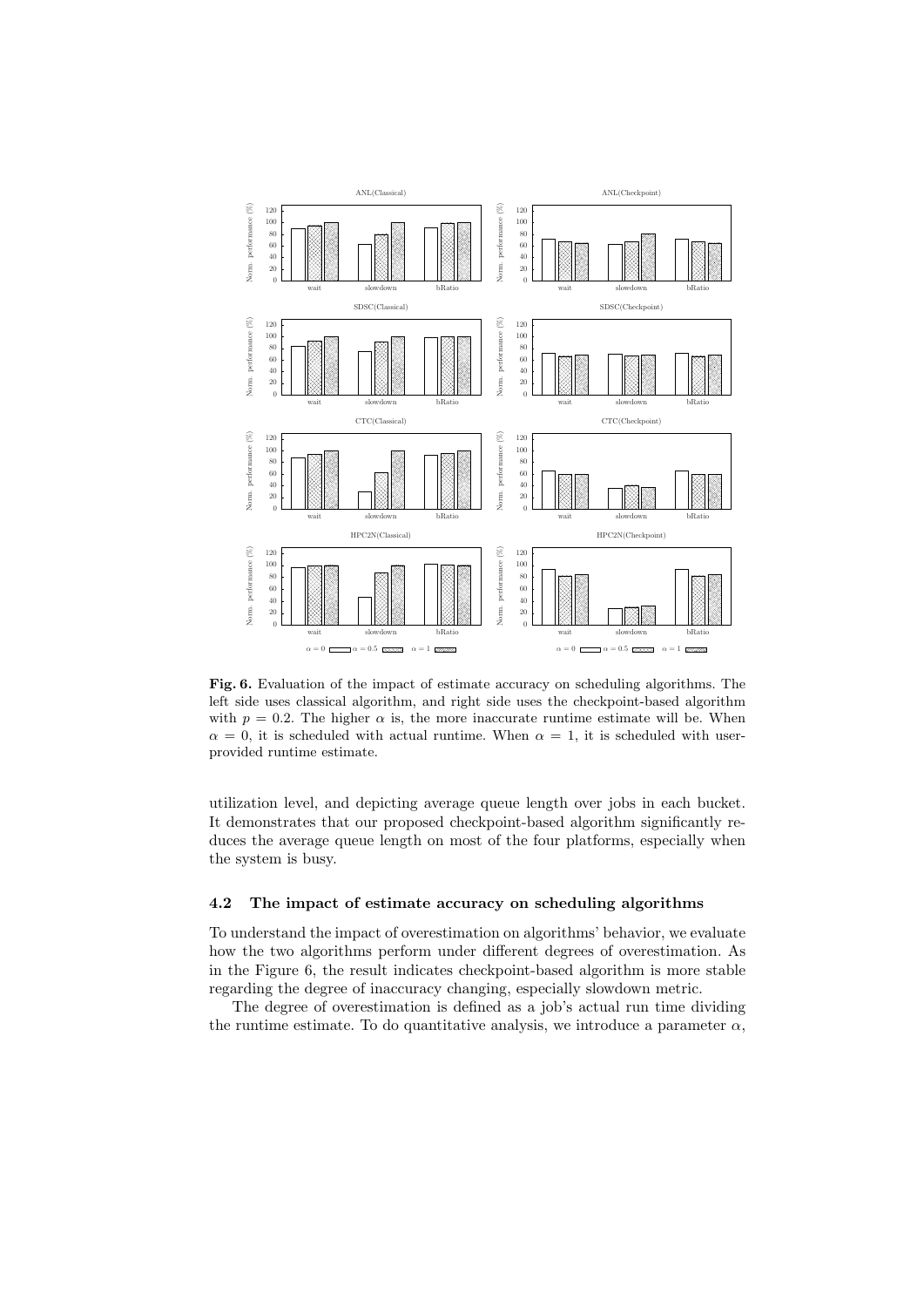**Fig. 6.** Evaluation of the impact of estimate accuracy on scheduling algorithms. The left side uses classical algorithm, and right side uses the checkpoint-based algorithm with $p = 0.2$. The higher $\alpha$ is, the more inaccurate runtime estimate will be. When $\alpha = 0$, it is scheduled with actual runtime. When $\alpha = 1$, it is scheduled with user-provided runtime estimate.

utilization level, and depicting average queue length over jobs in each bucket. It demonstrates that our proposed checkpoint-based algorithm significantly reduces the average queue length on most of the four platforms, especially when the system is busy.

### 4.2 The impact of estimate accuracy on scheduling algorithms

To understand the impact of overestimation on algorithms' behavior, we evaluate how the two algorithms perform under different degrees of overestimation. As in the Figure 6, the result indicates checkpoint-based algorithm is more stable regarding the degree of inaccuracy changing, especially slowdown metric.

The degree of overestimation is defined as a job's actual run time dividing the runtime estimate. To do quantitative analysis, we introduce a parameter $\alpha$,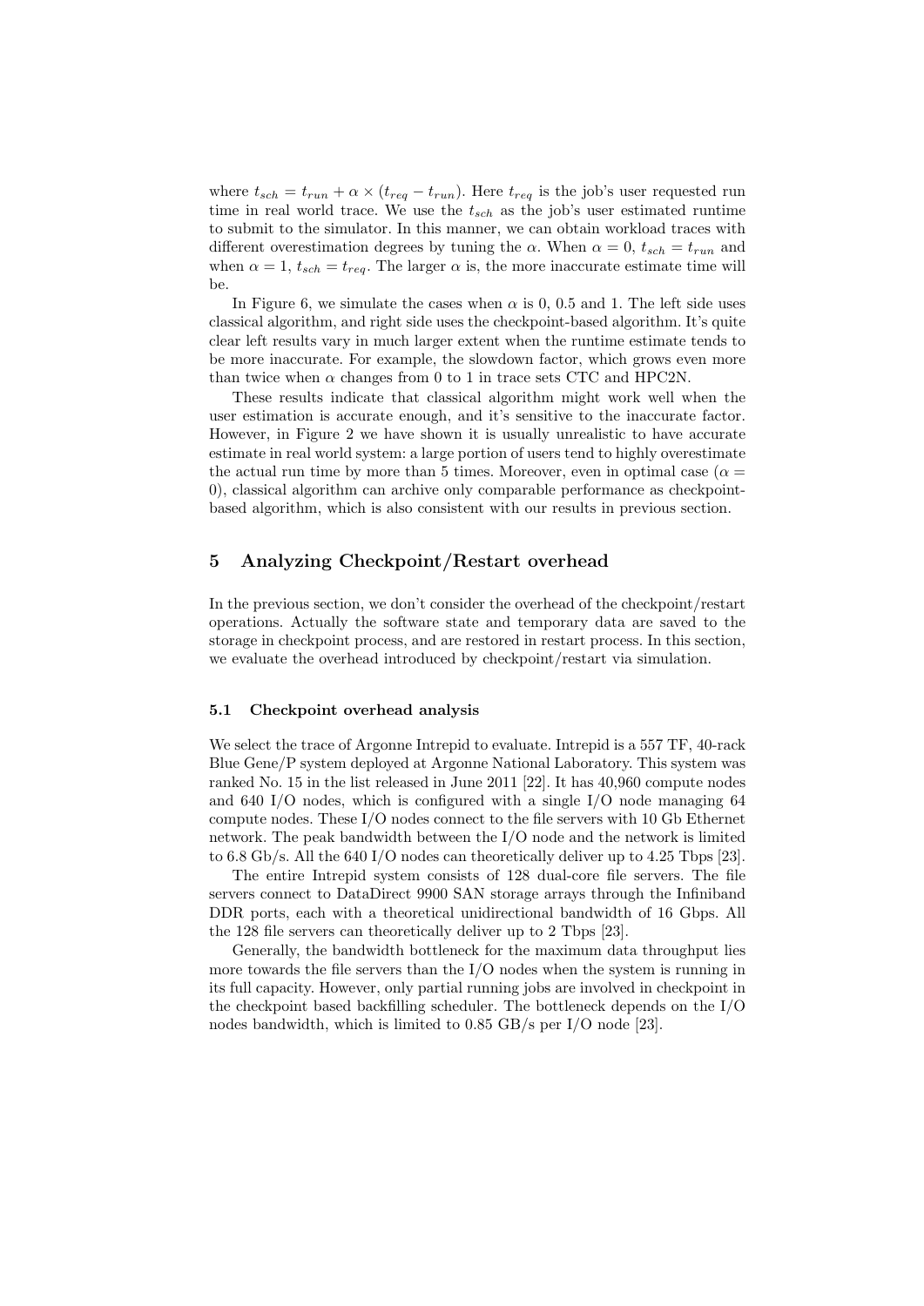where $t_{sch} = t_{run} + \alpha \times (t_{req} - t_{run})$. Here $t_{req}$ is the job's user requested run time in real world trace. We use the $t_{sch}$ as the job's user estimated runtime to submit to the simulator. In this manner, we can obtain workload traces with different overestimation degrees by tuning the $\alpha$. When $\alpha = 0$, $t_{sch} = t_{run}$ and when $\alpha = 1$, $t_{sch} = t_{req}$. The larger $\alpha$ is, the more inaccurate estimate time will be.

In Figure 6, we simulate the cases when $\alpha$ is 0, 0.5 and 1. The left side uses classical algorithm, and right side uses the checkpoint-based algorithm. It's quite clear left results vary in much larger extent when the runtime estimate tends to be more inaccurate. For example, the slowdown factor, which grows even more than twice when $\alpha$ changes from 0 to 1 in trace sets CTC and HPC2N.

These results indicate that classical algorithm might work well when the user estimation is accurate enough, and it's sensitive to the inaccurate factor. However, in Figure 2 we have shown it is usually unrealistic to have accurate estimate in real world system: a large portion of users tend to highly overestimate the actual run time by more than 5 times. Moreover, even in optimal case ($\alpha = 0$), classical algorithm can archive only comparable performance as checkpoint-based algorithm, which is also consistent with our results in previous section.

## 5 Analyzing Checkpoint/Restart overhead

In the previous section, we don't consider the overhead of the checkpoint/restart operations. Actually the software state and temporary data are saved to the storage in checkpoint process, and are restored in restart process. In this section, we evaluate the overhead introduced by checkpoint/restart via simulation.

### 5.1 Checkpoint overhead analysis

We select the trace of Argonne Intrepid to evaluate. Intrepid is a 557 TF, 40-rack Blue Gene/P system deployed at Argonne National Laboratory. This system was ranked No. 15 in the list released in June 2011 [22]. It has 40,960 compute nodes and 640 I/O nodes, which is configured with a single I/O node managing 64 compute nodes. These I/O nodes connect to the file servers with 10 Gb Ethernet network. The peak bandwidth between the I/O node and the network is limited to 6.8 Gb/s. All the 640 I/O nodes can theoretically deliver up to 4.25 Tbps [23].

The entire Intrepid system consists of 128 dual-core file servers. The file servers connect to DataDirect 9900 SAN storage arrays through the Infiniband DDR ports, each with a theoretical unidirectional bandwidth of 16 Gbps. All the 128 file servers can theoretically deliver up to 2 Tbps [23].

Generally, the bandwidth bottleneck for the maximum data throughput lies more towards the file servers than the I/O nodes when the system is running in its full capacity. However, only partial running jobs are involved in checkpoint in the checkpoint based backfilling scheduler. The bottleneck depends on the I/O nodes bandwidth, which is limited to 0.85 GB/s per I/O node [23].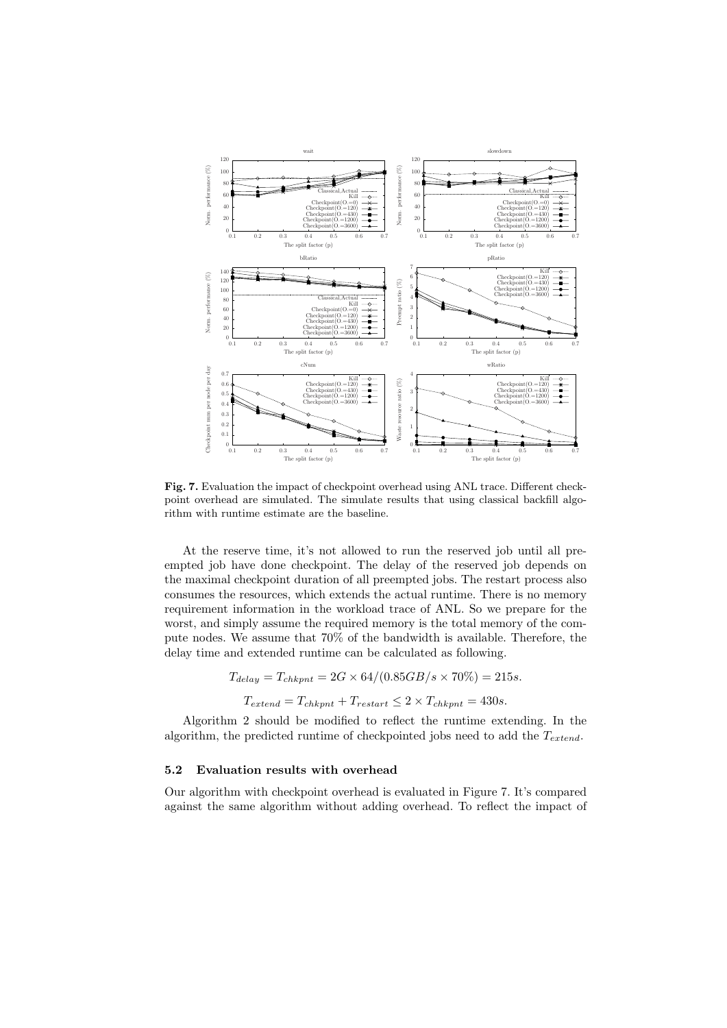**Fig. 7.** Evaluation the impact of checkpoint overhead using ANL trace. Different checkpoint overhead are simulated. The simulate results that using classical backfill algorithm with runtime estimate are the baseline.

At the reserve time, it's not allowed to run the reserved job until all preempted job have done checkpoint. The delay of the reserved job depends on the maximal checkpoint duration of all preempted jobs. The restart process also consumes the resources, which extends the actual runtime. There is no memory requirement information in the workload trace of ANL. So we prepare for the worst, and simply assume the required memory is the total memory of the compute nodes. We assume that 70% of the bandwidth is available. Therefore, the delay time and extended runtime can be calculated as following.

$$T_{delay} = T_{chkpnt} = 2G \times 64/(0.85GB/s \times 70\%) = 215s.$$

$$T_{extend} = T_{chkpnt} + T_{restart} \leq 2 \times T_{chkpnt} = 430s.$$

Algorithm 2 should be modified to reflect the runtime extending. In the algorithm, the predicted runtime of checkpointed jobs need to add the $T_{extend}$.

### 5.2 Evaluation results with overhead

Our algorithm with checkpoint overhead is evaluated in Figure 7. It's compared against the same algorithm without adding overhead. To reflect the impact of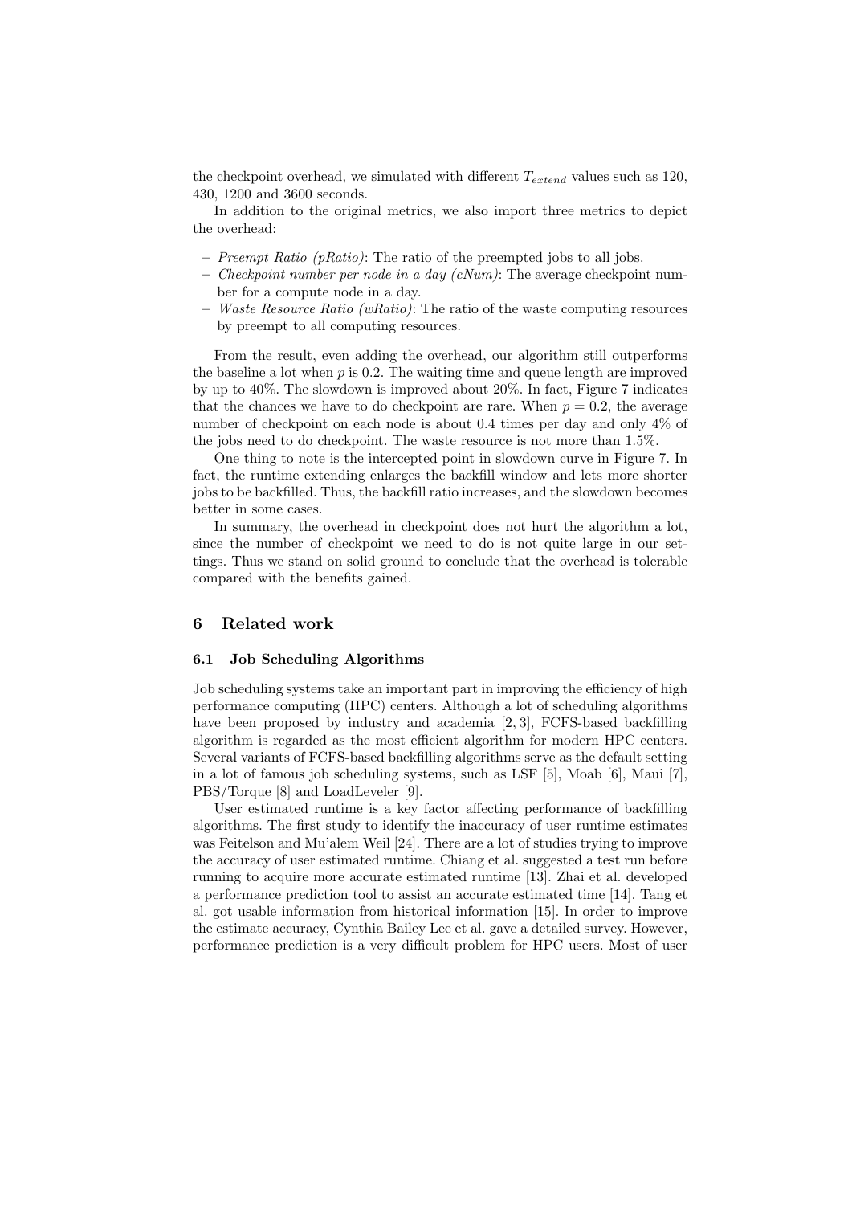the checkpoint overhead, we simulated with different $T_{extend}$ values such as 120, 430, 1200 and 3600 seconds.

In addition to the original metrics, we also import three metrics to depict the overhead:

– *Preempt Ratio (pRatio)*: The ratio of the preempted jobs to all jobs.
– *Checkpoint number per node in a day (cNum)*: The average checkpoint number for a compute node in a day.
– *Waste Resource Ratio (wRatio)*: The ratio of the waste computing resources by preempt to all computing resources.

From the result, even adding the overhead, our algorithm still outperforms the baseline a lot when $p$ is 0.2. The waiting time and queue length are improved by up to 40%. The slowdown is improved about 20%. In fact, Figure 7 indicates that the chances we have to do checkpoint are rare. When $p = 0.2$, the average number of checkpoint on each node is about 0.4 times per day and only 4% of the jobs need to do checkpoint. The waste resource is not more than 1.5%.

One thing to note is the intercepted point in slowdown curve in Figure 7. In fact, the runtime extending enlarges the backfill window and lets more shorter jobs to be backfilled. Thus, the backfill ratio increases, and the slowdown becomes better in some cases.

In summary, the overhead in checkpoint does not hurt the algorithm a lot, since the number of checkpoint we need to do is not quite large in our settings. Thus we stand on solid ground to conclude that the overhead is tolerable compared with the benefits gained.

## 6 Related work

### 6.1 Job Scheduling Algorithms

Job scheduling systems take an important part in improving the efficiency of high performance computing (HPC) centers. Although a lot of scheduling algorithms have been proposed by industry and academia [2, 3], FCFS-based backfilling algorithm is regarded as the most efficient algorithm for modern HPC centers. Several variants of FCFS-based backfilling algorithms serve as the default setting in a lot of famous job scheduling systems, such as LSF [5], Moab [6], Maui [7], PBS/Torque [8] and LoadLeveler [9].

User estimated runtime is a key factor affecting performance of backfilling algorithms. The first study to identify the inaccuracy of user runtime estimates was Feitelson and Mu'alem Weil [24]. There are a lot of studies trying to improve the accuracy of user estimated runtime. Chiang et al. suggested a test run before running to acquire more accurate estimated runtime [13]. Zhai et al. developed a performance prediction tool to assist an accurate estimated time [14]. Tang et al. got usable information from historical information [15]. In order to improve the estimate accuracy, Cynthia Bailey Lee et al. gave a detailed survey. However, performance prediction is a very difficult problem for HPC users. Most of user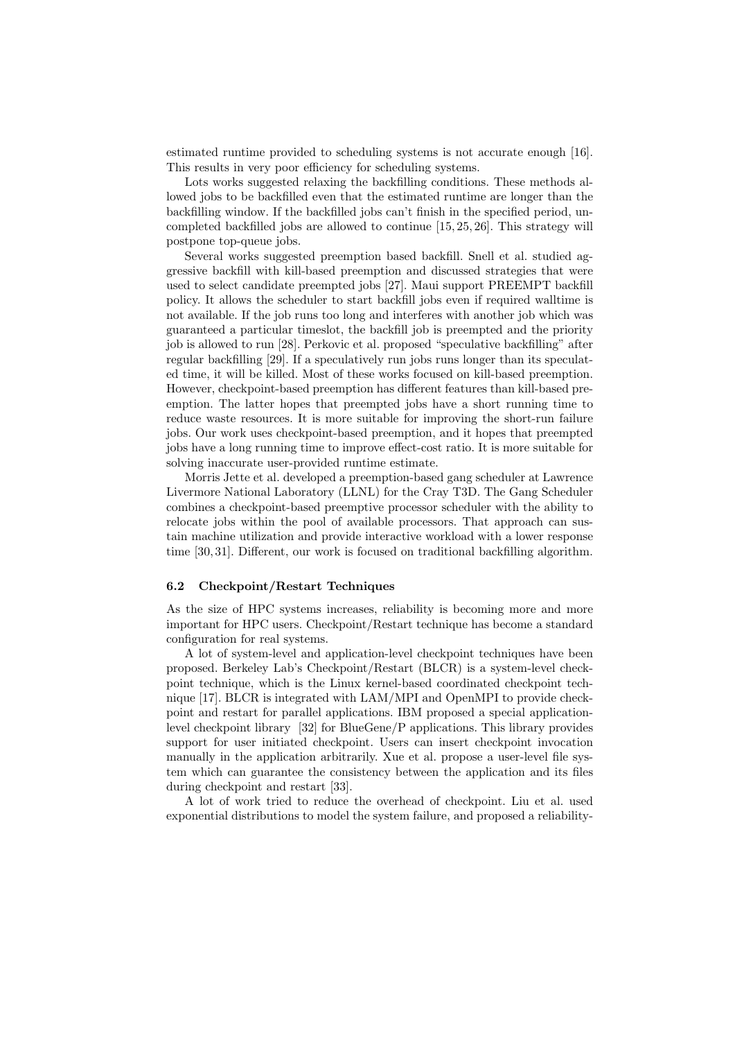estimated runtime provided to scheduling systems is not accurate enough [16]. This results in very poor efficiency for scheduling systems.

Lots works suggested relaxing the backfilling conditions. These methods allowed jobs to be backfilled even that the estimated runtime are longer than the backfilling window. If the backfilled jobs can't finish in the specified period, uncompleted backfilled jobs are allowed to continue [15, 25, 26]. This strategy will postpone top-queue jobs.

Several works suggested preemption based backfill. Snell et al. studied aggressive backfill with kill-based preemption and discussed strategies that were used to select candidate preempted jobs [27]. Maui support PREEMPT backfill policy. It allows the scheduler to start backfill jobs even if required walltime is not available. If the job runs too long and interferes with another job which was guaranteed a particular timeslot, the backfill job is preempted and the priority job is allowed to run [28]. Perkovic et al. proposed "speculative backfilling" after regular backfilling [29]. If a speculatively run jobs runs longer than its speculated time, it will be killed. Most of these works focused on kill-based preemption. However, checkpoint-based preemption has different features than kill-based preemption. The latter hopes that preempted jobs have a short running time to reduce waste resources. It is more suitable for improving the short-run failure jobs. Our work uses checkpoint-based preemption, and it hopes that preempted jobs have a long running time to improve effect-cost ratio. It is more suitable for solving inaccurate user-provided runtime estimate.

Morris Jette et al. developed a preemption-based gang scheduler at Lawrence Livermore National Laboratory (LLNL) for the Cray T3D. The Gang Scheduler combines a checkpoint-based preemptive processor scheduler with the ability to relocate jobs within the pool of available processors. That approach can sustain machine utilization and provide interactive workload with a lower response time [30, 31]. Different, our work is focused on traditional backfilling algorithm.

### 6.2 Checkpoint/Restart Techniques

As the size of HPC systems increases, reliability is becoming more and more important for HPC users. Checkpoint/Restart technique has become a standard configuration for real systems.

A lot of system-level and application-level checkpoint techniques have been proposed. Berkeley Lab's Checkpoint/Restart (BLCR) is a system-level checkpoint technique, which is the Linux kernel-based coordinated checkpoint technique [17]. BLCR is integrated with LAM/MPI and OpenMPI to provide checkpoint and restart for parallel applications. IBM proposed a special application-level checkpoint library [32] for BlueGene/P applications. This library provides support for user initiated checkpoint. Users can insert checkpoint invocation manually in the application arbitrarily. Xue et al. propose a user-level file system which can guarantee the consistency between the application and its files during checkpoint and restart [33].

A lot of work tried to reduce the overhead of checkpoint. Liu et al. used exponential distributions to model the system failure, and proposed a reliability-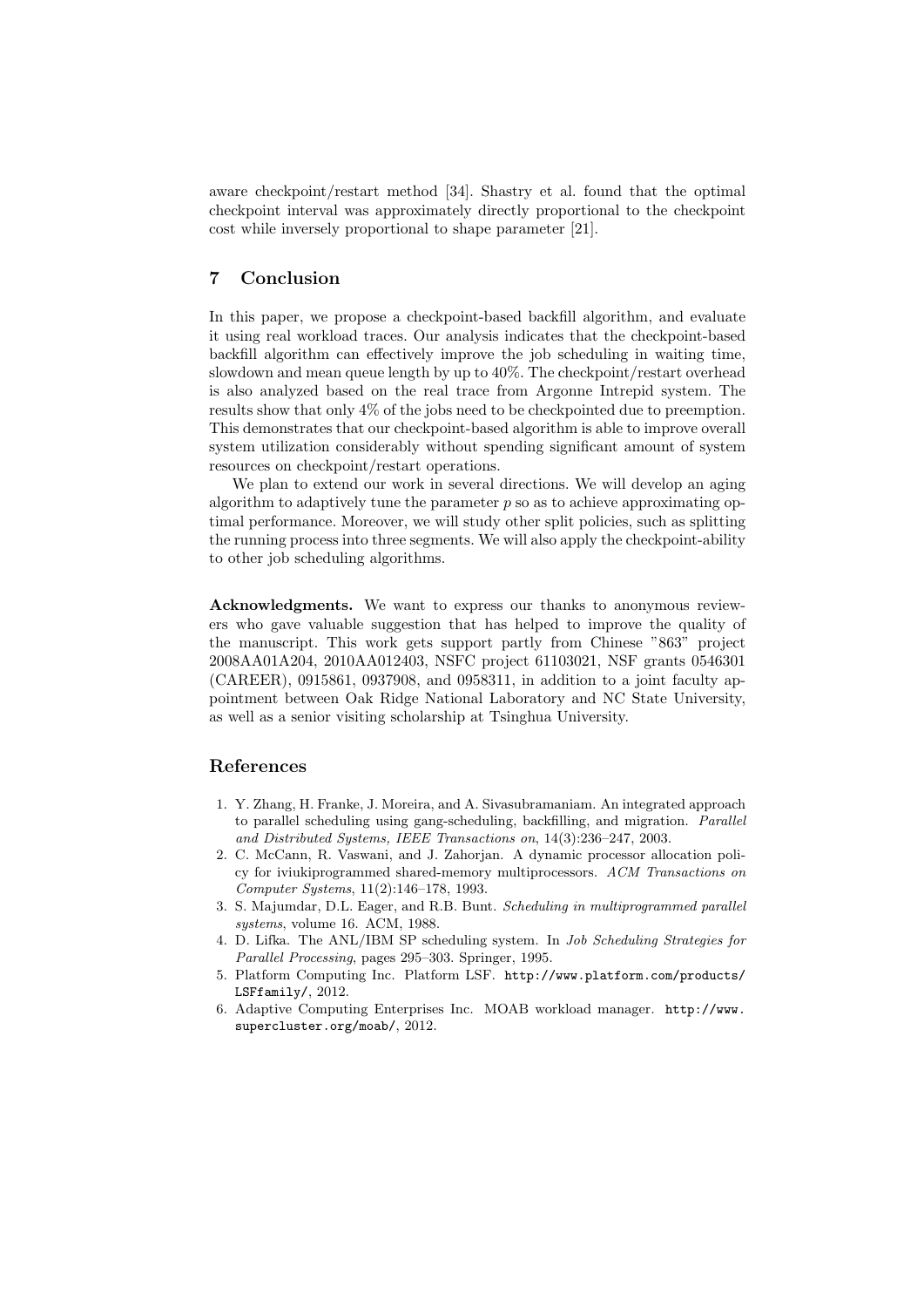aware checkpoint/restart method [34]. Shastry et al. found that the optimal checkpoint interval was approximately directly proportional to the checkpoint cost while inversely proportional to shape parameter [21].

## 7 Conclusion

In this paper, we propose a checkpoint-based backfill algorithm, and evaluate it using real workload traces. Our analysis indicates that the checkpoint-based backfill algorithm can effectively improve the job scheduling in waiting time, slowdown and mean queue length by up to 40%. The checkpoint/restart overhead is also analyzed based on the real trace from Argonne Intrepid system. The results show that only 4% of the jobs need to be checkpointed due to preemption. This demonstrates that our checkpoint-based algorithm is able to improve overall system utilization considerably without spending significant amount of system resources on checkpoint/restart operations.

We plan to extend our work in several directions. We will develop an aging algorithm to adaptively tune the parameter $p$ so as to achieve approximating optimal performance. Moreover, we will study other split policies, such as splitting the running process into three segments. We will also apply the checkpoint-ability to other job scheduling algorithms.

**Acknowledgments.** We want to express our thanks to anonymous reviewers who gave valuable suggestion that has helped to improve the quality of the manuscript. This work gets support partly from Chinese "863" project 2008AA01A204, 2010AA012403, NSFC project 61103021, NSF grants 0546301 (CAREER), 0915861, 0937908, and 0958311, in addition to a joint faculty appointment between Oak Ridge National Laboratory and NC State University, as well as a senior visiting scholarship at Tsinghua University.

## References

1. Y. Zhang, H. Franke, J. Moreira, and A. Sivasubramaniam. An integrated approach to parallel scheduling using gang-scheduling, backfilling, and migration. *Parallel and Distributed Systems, IEEE Transactions on*, 14(3):236–247, 2003.
2. C. McCann, R. Vaswani, and J. Zahorjan. A dynamic processor allocation policy for iviukiprogrammed shared-memory multiprocessors. *ACM Transactions on Computer Systems*, 11(2):146–178, 1993.
3. S. Majumdar, D.L. Eager, and R.B. Bunt. *Scheduling in multiprogrammed parallel systems*, volume 16. ACM, 1988.
4. D. Lifka. The ANL/IBM SP scheduling system. In *Job Scheduling Strategies for Parallel Processing*, pages 295–303. Springer, 1995.
5. Platform Computing Inc. Platform LSF. `http://www.platform.com/products/LSFfamily/`, 2012.
6. Adaptive Computing Enterprises Inc. MOAB workload manager. `http://www.supercluster.org/moab/`, 2012.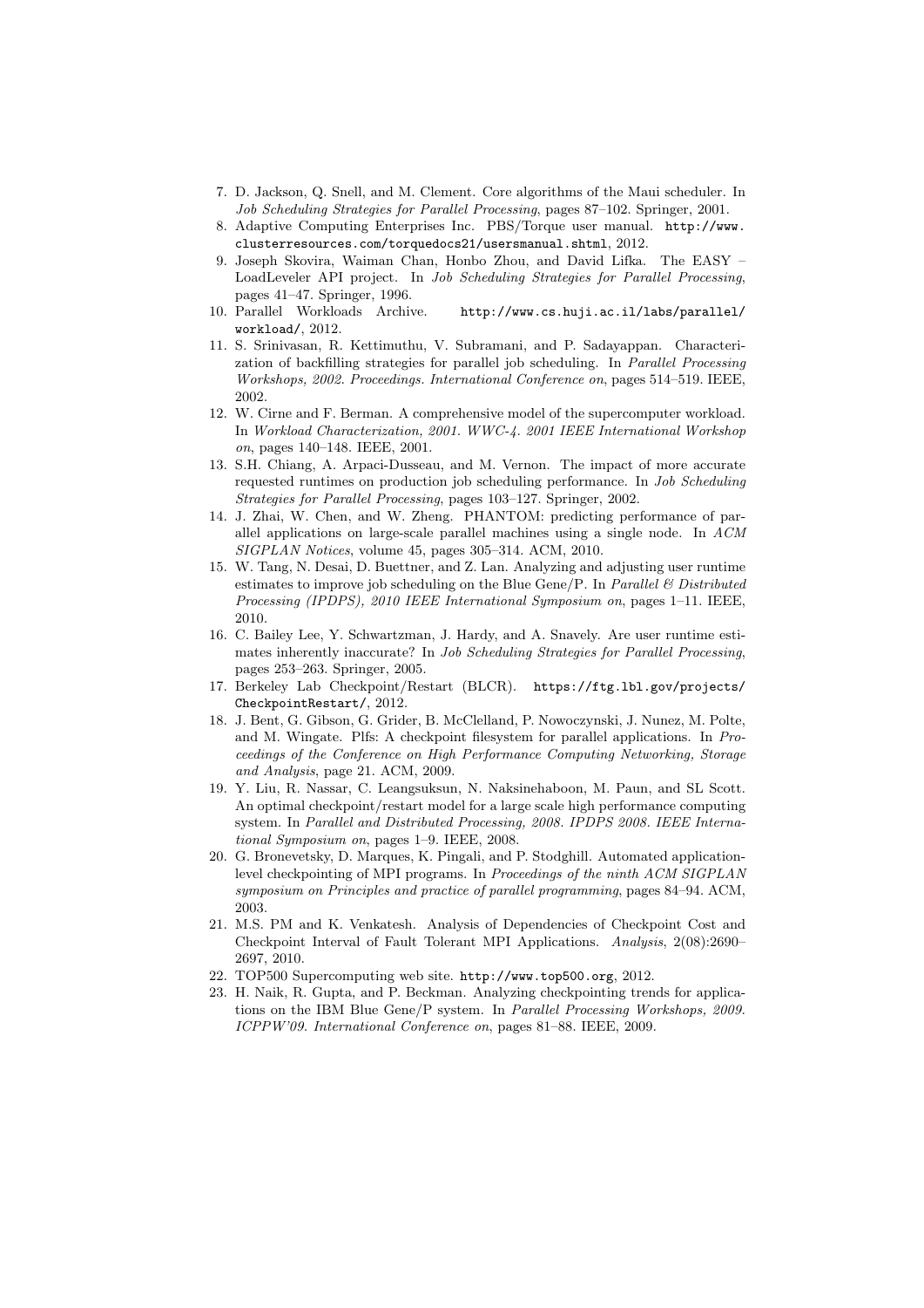7. D. Jackson, Q. Snell, and M. Clement. Core algorithms of the Maui scheduler. In *Job Scheduling Strategies for Parallel Processing*, pages 87–102. Springer, 2001.
8. Adaptive Computing Enterprises Inc. PBS/Torque user manual. `http://www.clusterresources.com/torquedocs21/usersmanual.shtml`, 2012.
9. Joseph Skovira, Waiman Chan, Honbo Zhou, and David Lifka. The EASY – LoadLeveler API project. In *Job Scheduling Strategies for Parallel Processing*, pages 41–47. Springer, 1996.
10. Parallel Workloads Archive. `http://www.cs.huji.ac.il/labs/parallel/workload/`, 2012.
11. S. Srinivasan, R. Kettimuthu, V. Subramani, and P. Sadayappan. Characterization of backfilling strategies for parallel job scheduling. In *Parallel Processing Workshops, 2002. Proceedings. International Conference on*, pages 514–519. IEEE, 2002.
12. W. Cirne and F. Berman. A comprehensive model of the supercomputer workload. In *Workload Characterization, 2001. WWC-4. 2001 IEEE International Workshop on*, pages 140–148. IEEE, 2001.
13. S.H. Chiang, A. Arpaci-Dusseau, and M. Vernon. The impact of more accurate requested runtimes on production job scheduling performance. In *Job Scheduling Strategies for Parallel Processing*, pages 103–127. Springer, 2002.
14. J. Zhai, W. Chen, and W. Zheng. PHANTOM: predicting performance of parallel applications on large-scale parallel machines using a single node. In *ACM SIGPLAN Notices*, volume 45, pages 305–314. ACM, 2010.
15. W. Tang, N. Desai, D. Buettner, and Z. Lan. Analyzing and adjusting user runtime estimates to improve job scheduling on the Blue Gene/P. In *Parallel & Distributed Processing (IPDPS), 2010 IEEE International Symposium on*, pages 1–11. IEEE, 2010.
16. C. Bailey Lee, Y. Schwartzman, J. Hardy, and A. Snavely. Are user runtime estimates inherently inaccurate? In *Job Scheduling Strategies for Parallel Processing*, pages 253–263. Springer, 2005.
17. Berkeley Lab Checkpoint/Restart (BLCR). `https://ftg.lbl.gov/projects/CheckpointRestart/`, 2012.
18. J. Bent, G. Gibson, G. Grider, B. McClelland, P. Nowoczynski, J. Nunez, M. Polte, and M. Wingate. Plfs: A checkpoint filesystem for parallel applications. In *Proceedings of the Conference on High Performance Computing Networking, Storage and Analysis*, page 21. ACM, 2009.
19. Y. Liu, R. Nassar, C. Leangsuksun, N. Naksinehaboon, M. Paun, and SL Scott. An optimal checkpoint/restart model for a large scale high performance computing system. In *Parallel and Distributed Processing, 2008. IPDPS 2008. IEEE International Symposium on*, pages 1–9. IEEE, 2008.
20. G. Bronevetsky, D. Marques, K. Pingali, and P. Stodghill. Automated application-level checkpointing of MPI programs. In *Proceedings of the ninth ACM SIGPLAN symposium on Principles and practice of parallel programming*, pages 84–94. ACM, 2003.
21. M.S. PM and K. Venkatesh. Analysis of Dependencies of Checkpoint Cost and Checkpoint Interval of Fault Tolerant MPI Applications. *Analysis*, 2(08):2690–2697, 2010.
22. TOP500 Supercomputing web site. `http://www.top500.org`, 2012.
23. H. Naik, R. Gupta, and P. Beckman. Analyzing checkpointing trends for applications on the IBM Blue Gene/P system. In *Parallel Processing Workshops, 2009. ICPPW'09. International Conference on*, pages 81–88. IEEE, 2009.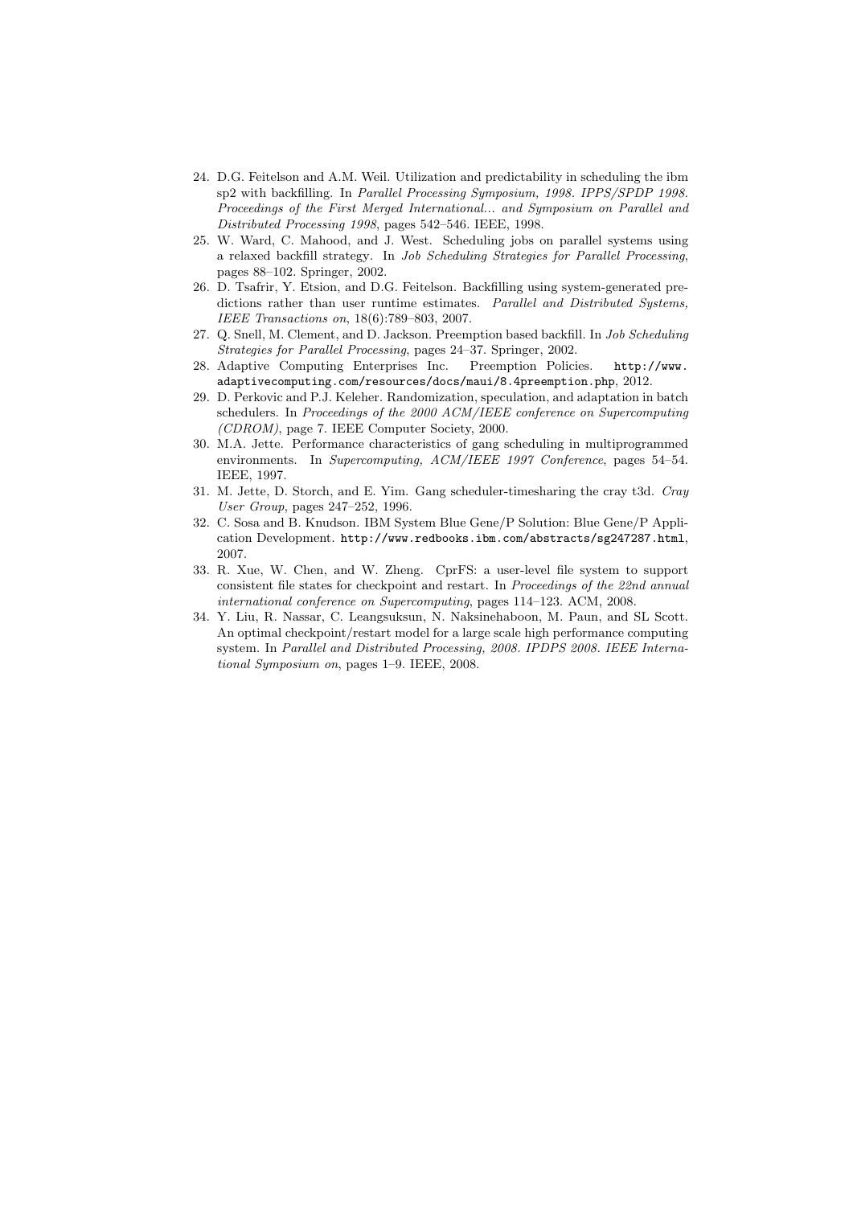24. D.G. Feitelson and A.M. Weil. Utilization and predictability in scheduling the ibm sp2 with backfilling. In *Parallel Processing Symposium, 1998. IPPS/SPDP 1998. Proceedings of the First Merged International... and Symposium on Parallel and Distributed Processing 1998*, pages 542–546. IEEE, 1998.
25. W. Ward, C. Mahood, and J. West. Scheduling jobs on parallel systems using a relaxed backfill strategy. In *Job Scheduling Strategies for Parallel Processing*, pages 88–102. Springer, 2002.
26. D. Tsafrir, Y. Etsion, and D.G. Feitelson. Backfilling using system-generated predictions rather than user runtime estimates. *Parallel and Distributed Systems, IEEE Transactions on*, 18(6):789–803, 2007.
27. Q. Snell, M. Clement, and D. Jackson. Preemption based backfill. In *Job Scheduling Strategies for Parallel Processing*, pages 24–37. Springer, 2002.
28. Adaptive Computing Enterprises Inc. Preemption Policies. `http://www.adaptivecomputing.com/resources/docs/maui/8.4preemption.php`, 2012.
29. D. Perkovic and P.J. Keleher. Randomization, speculation, and adaptation in batch schedulers. In *Proceedings of the 2000 ACM/IEEE conference on Supercomputing (CDROM)*, page 7. IEEE Computer Society, 2000.
30. M.A. Jette. Performance characteristics of gang scheduling in multiprogrammed environments. In *Supercomputing, ACM/IEEE 1997 Conference*, pages 54–54. IEEE, 1997.
31. M. Jette, D. Storch, and E. Yim. Gang scheduler-timesharing the cray t3d. *Cray User Group*, pages 247–252, 1996.
32. C. Sosa and B. Knudson. IBM System Blue Gene/P Solution: Blue Gene/P Application Development. `http://www.redbooks.ibm.com/abstracts/sg247287.html`, 2007.
33. R. Xue, W. Chen, and W. Zheng. CprFS: a user-level file system to support consistent file states for checkpoint and restart. In *Proceedings of the 22nd annual international conference on Supercomputing*, pages 114–123. ACM, 2008.
34. Y. Liu, R. Nassar, C. Leangsuksun, N. Naksinehaboon, M. Paun, and SL Scott. An optimal checkpoint/restart model for a large scale high performance computing system. In *Parallel and Distributed Processing, 2008. IPDPS 2008. IEEE International Symposium on*, pages 1–9. IEEE, 2008.